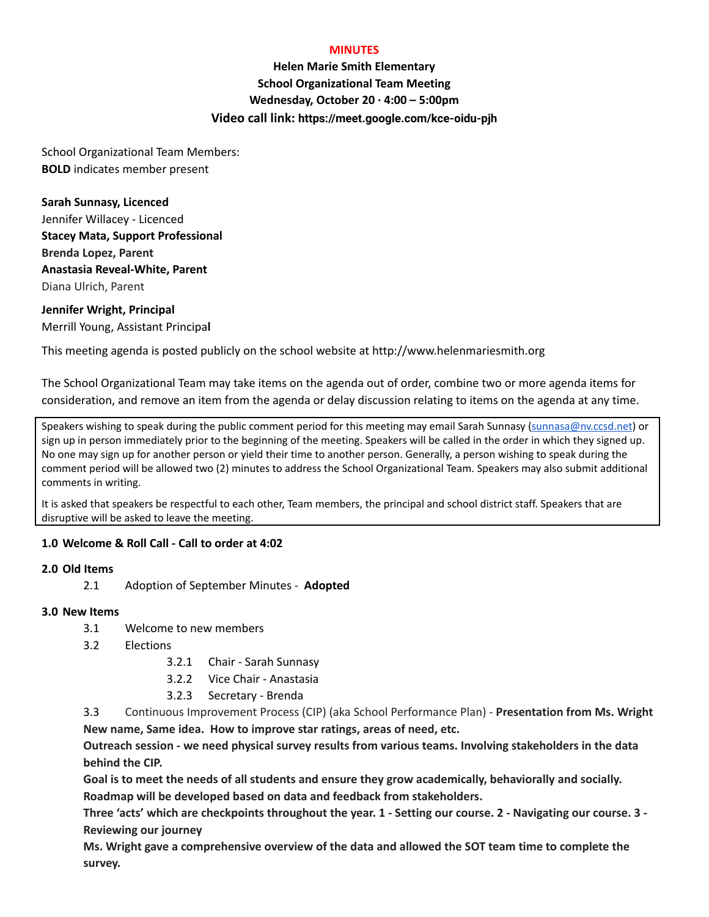**MINUTES**

**Helen Marie Smith Elementary**
**School Organizational Team Meeting**
**Wednesday, October 20 · 4:00 – 5:00pm**
**Video call link: https://meet.google.com/kce-oidu-pjh**

School Organizational Team Members:
**BOLD** indicates member present

**Sarah Sunnasy, Licenced**
Jennifer Willacey - Licenced
**Stacey Mata, Support Professional**
**Brenda Lopez, Parent**
**Anastasia Reveal-White, Parent**
Diana Ulrich, Parent

**Jennifer Wright, Principal**
Merrill Young, Assistant Principal

This meeting agenda is posted publicly on the school website at http://www.helenmariesmith.org

The School Organizational Team may take items on the agenda out of order, combine two or more agenda items for consideration, and remove an item from the agenda or delay discussion relating to items on the agenda at any time.

> Speakers wishing to speak during the public comment period for this meeting may email Sarah Sunnasy (sunnasa@nv.ccsd.net) or sign up in person immediately prior to the beginning of the meeting. Speakers will be called in the order in which they signed up. No one may sign up for another person or yield their time to another person. Generally, a person wishing to speak during the comment period will be allowed two (2) minutes to address the School Organizational Team. Speakers may also submit additional comments in writing.
>
> It is asked that speakers be respectful to each other, Team members, the principal and school district staff. Speakers that are disruptive will be asked to leave the meeting.

**1.0 Welcome & Roll Call - Call to order at 4:02**

**2.0 Old Items**

2.1 Adoption of September Minutes - **Adopted**

**3.0 New Items**

3.1 Welcome to new members

3.2 Elections

- 3.2.1 Chair - Sarah Sunnasy
- 3.2.2 Vice Chair - Anastasia
- 3.2.3 Secretary - Brenda

3.3 Continuous Improvement Process (CIP) (aka School Performance Plan) - **Presentation from Ms. Wright**

**New name, Same idea. How to improve star ratings, areas of need, etc.**

**Outreach session - we need physical survey results from various teams. Involving stakeholders in the data behind the CIP.**

**Goal is to meet the needs of all students and ensure they grow academically, behaviorally and socially.**

**Roadmap will be developed based on data and feedback from stakeholders.**

**Three 'acts' which are checkpoints throughout the year. 1 - Setting our course. 2 - Navigating our course. 3 - Reviewing our journey**

**Ms. Wright gave a comprehensive overview of the data and allowed the SOT team time to complete the survey.**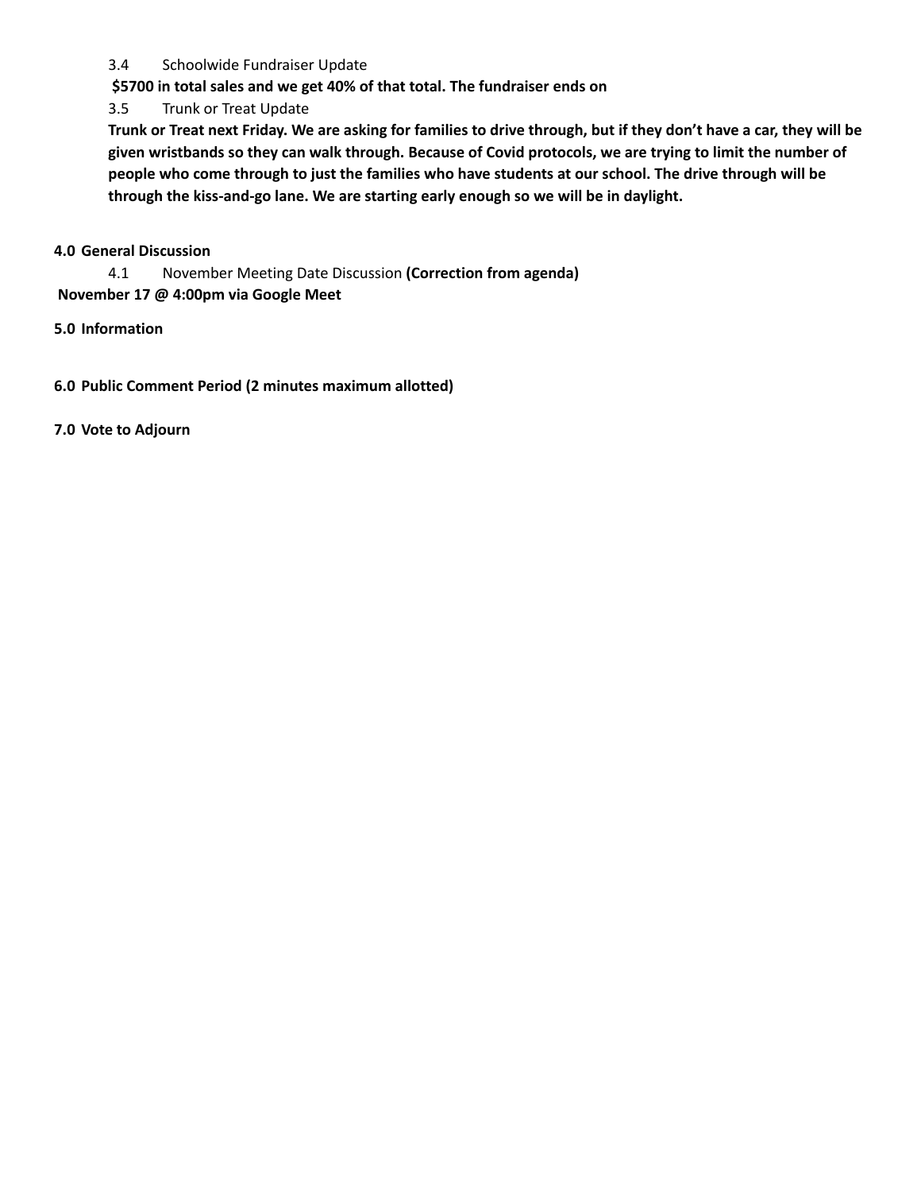3.4 Schoolwide Fundraiser Update

**$5700 in total sales and we get 40% of that total. The fundraiser ends on**

3.5 Trunk or Treat Update

**Trunk or Treat next Friday. We are asking for families to drive through, but if they don't have a car, they will be given wristbands so they can walk through. Because of Covid protocols, we are trying to limit the number of people who come through to just the families who have students at our school. The drive through will be through the kiss-and-go lane. We are starting early enough so we will be in daylight.**

**4.0 General Discussion**

4.1 November Meeting Date Discussion **(Correction from agenda)**

**November 17 @ 4:00pm via Google Meet**

**5.0 Information**

**6.0 Public Comment Period (2 minutes maximum allotted)**

**7.0 Vote to Adjourn**